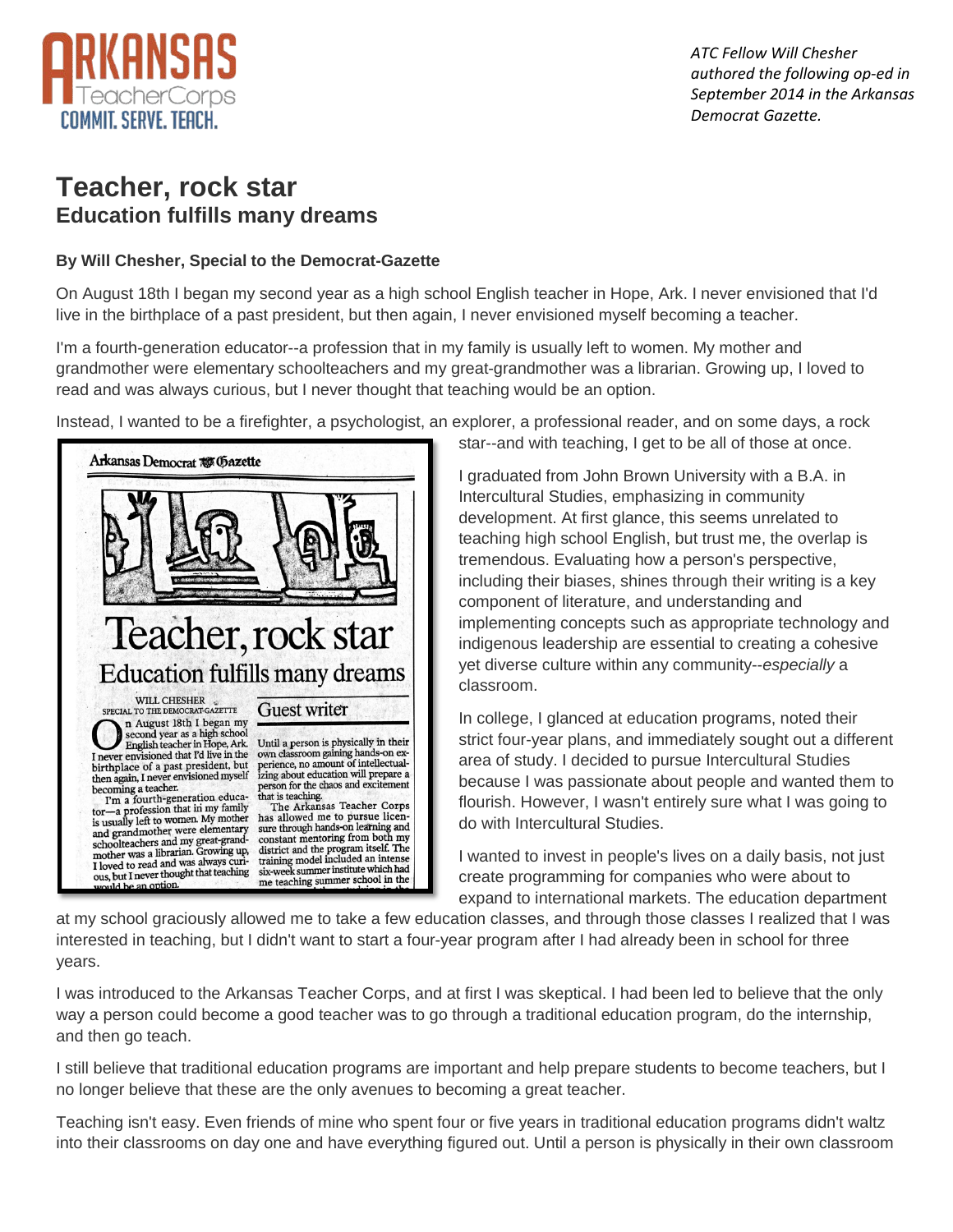ATC Fellow Will Chesher authored the following op-ed in September 2014 in the Arkansas Democrat Gazette.

# Teacher, rock star

## Education fulfills many dreams

**By Will Chesher, Special to the Democrat-Gazette**

On August 18th I began my second year as a high school English teacher in Hope, Ark. I never envisioned that I'd live in the birthplace of a past president, but then again, I never envisioned myself becoming a teacher.

I'm a fourth-generation educator--a profession that in my family is usually left to women. My mother and grandmother were elementary schoolteachers and my great-grandmother was a librarian. Growing up, I loved to read and was always curious, but I never thought that teaching would be an option.

Instead, I wanted to be a firefighter, a psychologist, an explorer, a professional reader, and on some days, a rock star--and with teaching, I get to be all of those at once.

I graduated from John Brown University with a B.A. in Intercultural Studies, emphasizing in community development. At first glance, this seems unrelated to teaching high school English, but trust me, the overlap is tremendous. Evaluating how a person's perspective, including their biases, shines through their writing is a key component of literature, and understanding and implementing concepts such as appropriate technology and indigenous leadership are essential to creating a cohesive yet diverse culture within any community--*especially* a classroom.

In college, I glanced at education programs, noted their strict four-year plans, and immediately sought out a different area of study. I decided to pursue Intercultural Studies because I was passionate about people and wanted them to flourish. However, I wasn't entirely sure what I was going to do with Intercultural Studies.

I wanted to invest in people's lives on a daily basis, not just create programming for companies who were about to expand to international markets. The education department at my school graciously allowed me to take a few education classes, and through those classes I realized that I was interested in teaching, but I didn't want to start a four-year program after I had already been in school for three years.

I was introduced to the Arkansas Teacher Corps, and at first I was skeptical. I had been led to believe that the only way a person could become a good teacher was to go through a traditional education program, do the internship, and then go teach.

I still believe that traditional education programs are important and help prepare students to become teachers, but I no longer believe that these are the only avenues to becoming a great teacher.

Teaching isn't easy. Even friends of mine who spent four or five years in traditional education programs didn't waltz into their classrooms on day one and have everything figured out. Until a person is physically in their own classroom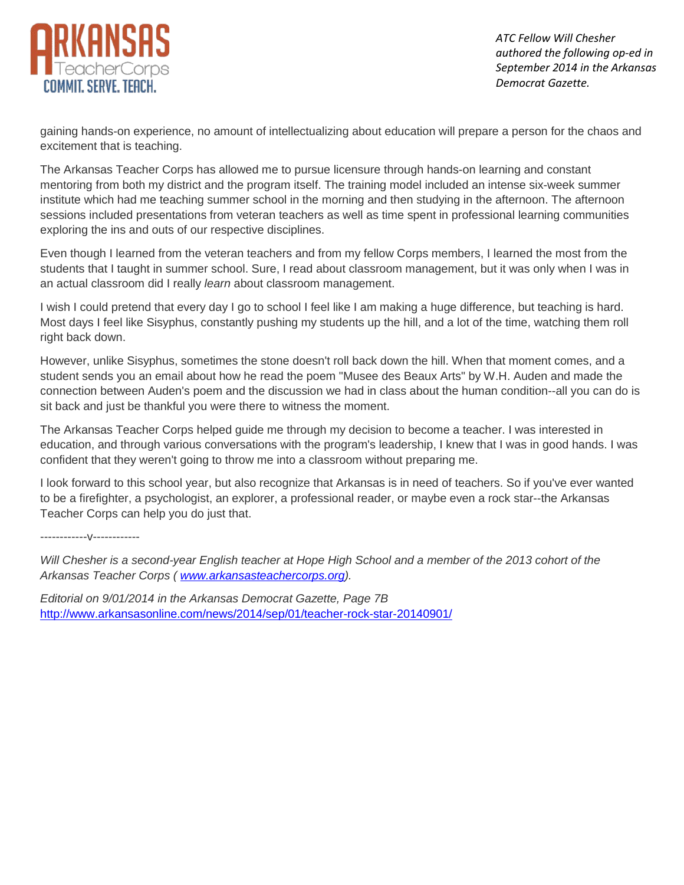*ATC Fellow Will Chesher authored the following op-ed in September 2014 in the Arkansas Democrat Gazette.*

gaining hands-on experience, no amount of intellectualizing about education will prepare a person for the chaos and excitement that is teaching.

The Arkansas Teacher Corps has allowed me to pursue licensure through hands-on learning and constant mentoring from both my district and the program itself. The training model included an intense six-week summer institute which had me teaching summer school in the morning and then studying in the afternoon. The afternoon sessions included presentations from veteran teachers as well as time spent in professional learning communities exploring the ins and outs of our respective disciplines.

Even though I learned from the veteran teachers and from my fellow Corps members, I learned the most from the students that I taught in summer school. Sure, I read about classroom management, but it was only when I was in an actual classroom did I really *learn* about classroom management.

I wish I could pretend that every day I go to school I feel like I am making a huge difference, but teaching is hard. Most days I feel like Sisyphus, constantly pushing my students up the hill, and a lot of the time, watching them roll right back down.

However, unlike Sisyphus, sometimes the stone doesn't roll back down the hill. When that moment comes, and a student sends you an email about how he read the poem "Musee des Beaux Arts" by W.H. Auden and made the connection between Auden's poem and the discussion we had in class about the human condition--all you can do is sit back and just be thankful you were there to witness the moment.

The Arkansas Teacher Corps helped guide me through my decision to become a teacher. I was interested in education, and through various conversations with the program's leadership, I knew that I was in good hands. I was confident that they weren't going to throw me into a classroom without preparing me.

I look forward to this school year, but also recognize that Arkansas is in need of teachers. So if you've ever wanted to be a firefighter, a psychologist, an explorer, a professional reader, or maybe even a rock star--the Arkansas Teacher Corps can help you do just that.

------------v------------

*Will Chesher is a second-year English teacher at Hope High School and a member of the 2013 cohort of the Arkansas Teacher Corps ( [www.arkansasteachercorps.org](http://www.arkansasteachercorps.org)).*

*Editorial on 9/01/2014 in the Arkansas Democrat Gazette, Page 7B*
http://www.arkansasonline.com/news/2014/sep/01/teacher-rock-star-20140901/